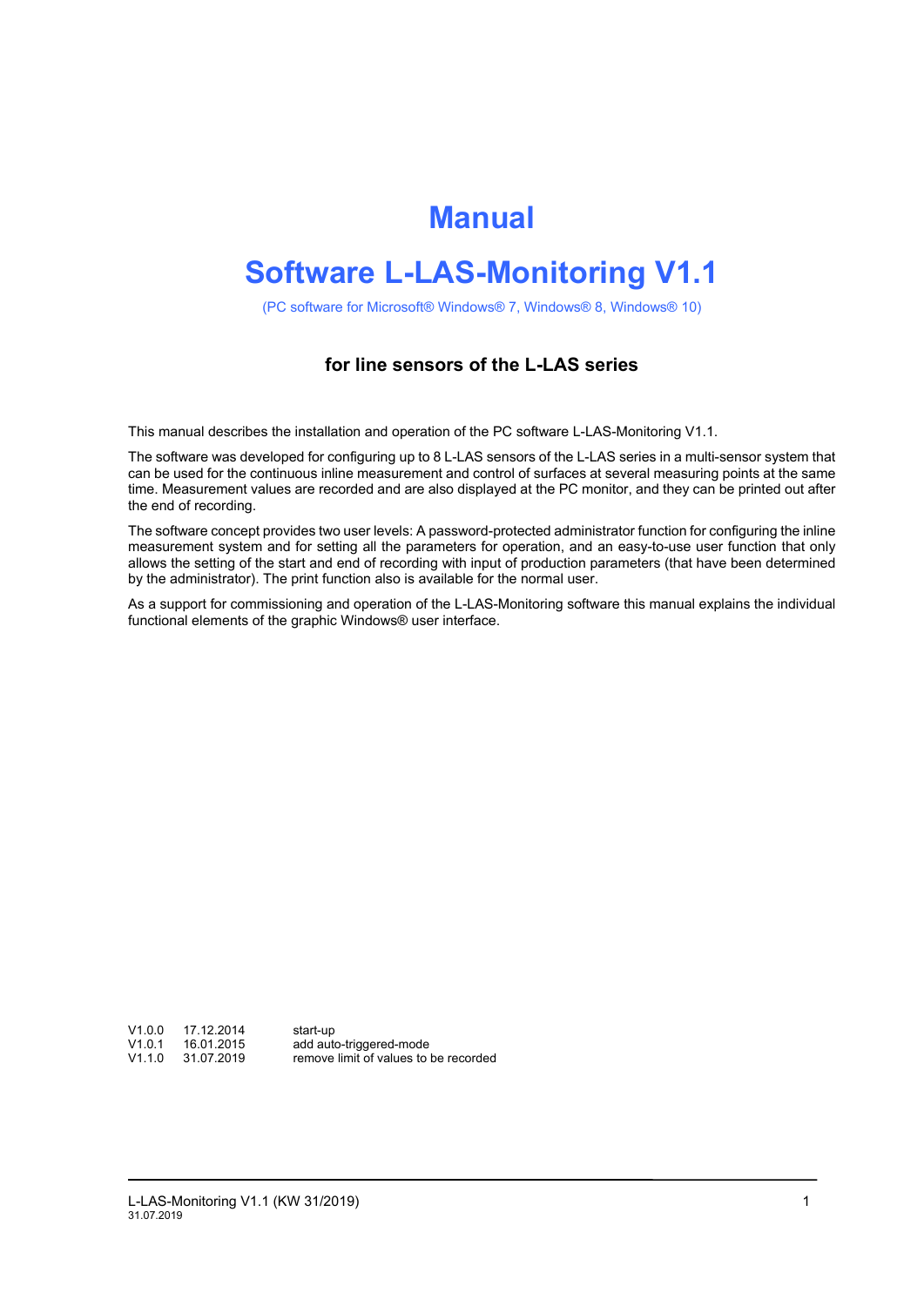# Manual

# Software L-LAS-Monitoring V1.1

(PC software for Microsoft® Windows® 7, Windows® 8, Windows® 10)

### for line sensors of the L-LAS series

This manual describes the installation and operation of the PC software L-LAS-Monitoring V1.1.

The software was developed for configuring up to 8 L-LAS sensors of the L-LAS series in a multi-sensor system that can be used for the continuous inline measurement and control of surfaces at several measuring points at the same time. Measurement values are recorded and are also displayed at the PC monitor, and they can be printed out after the end of recording.

The software concept provides two user levels: A password-protected administrator function for configuring the inline measurement system and for setting all the parameters for operation, and an easy-to-use user function that only allows the setting of the start and end of recording with input of production parameters (that have been determined by the administrator). The print function also is available for the normal user.

As a support for commissioning and operation of the L-LAS-Monitoring software this manual explains the individual functional elements of the graphic Windows® user interface.

| | | |
|---|---|---|
| V1.0.0 | 17.12.2014 | start-up |
| V1.0.1 | 16.01.2015 | add auto-triggered-mode |
| V1.1.0 | 31.07.2019 | remove limit of values to be recorded |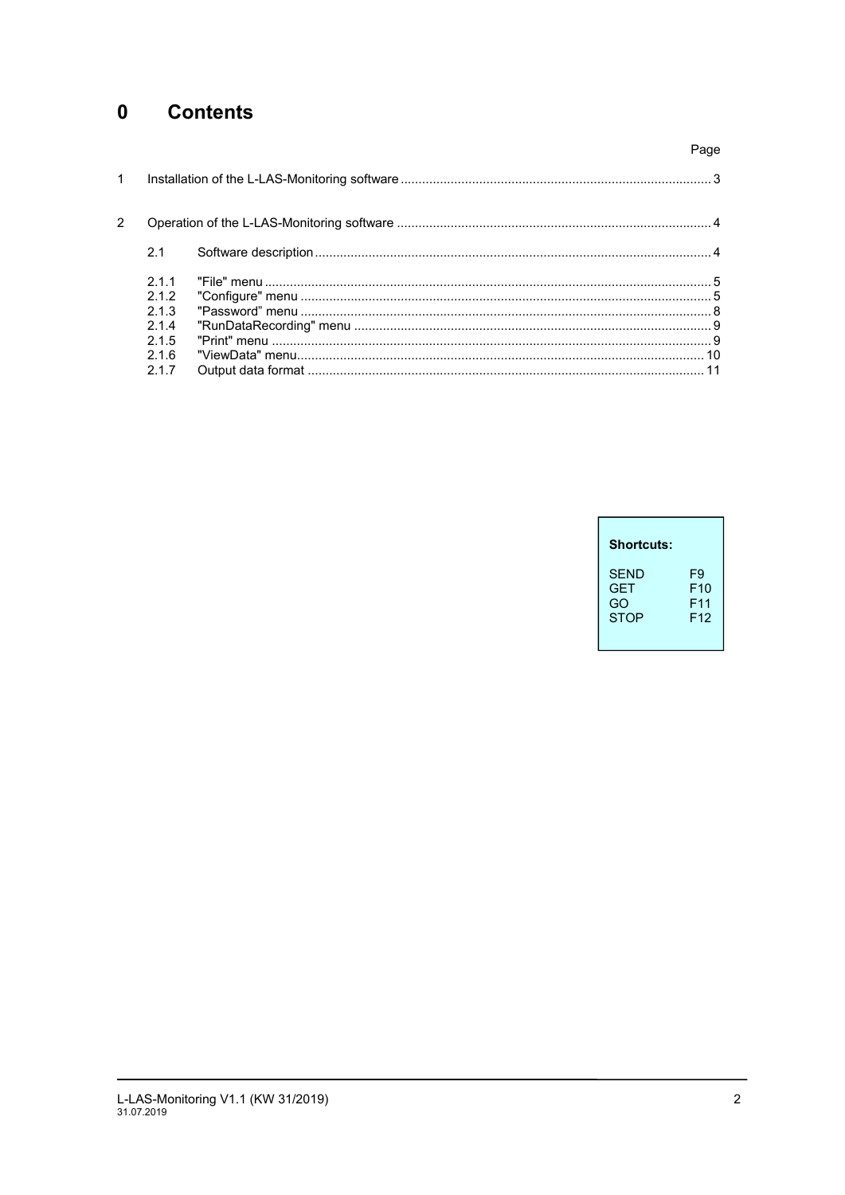# 0 Contents

| | | Page |
|---|---|---|
| 1 | Installation of the L-LAS-Monitoring software | 3 |
| 2 | Operation of the L-LAS-Monitoring software | 4 |
| 2.1 | Software description | 4 |
| 2.1.1 | "File" menu | 5 |
| 2.1.2 | "Configure" menu | 5 |
| 2.1.3 | "Password" menu | 8 |
| 2.1.4 | "RunDataRecording" menu | 9 |
| 2.1.5 | "Print" menu | 9 |
| 2.1.6 | "ViewData" menu | 10 |
| 2.1.7 | Output data format | 11 |

**Shortcuts:**

| | |
|---|---|
| SEND | F9 |
| GET | F10 |
| GO | F11 |
| STOP | F12 |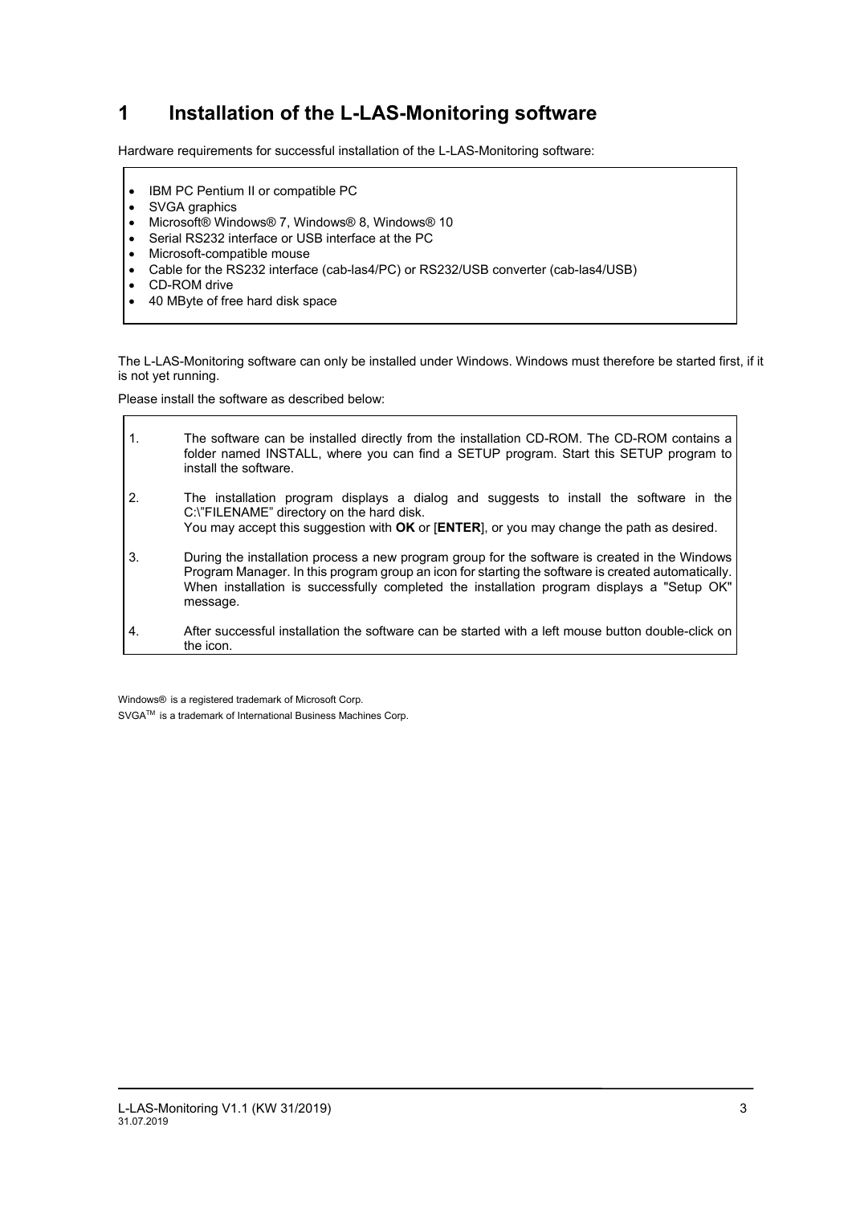# 1 Installation of the L-LAS-Monitoring software

Hardware requirements for successful installation of the L-LAS-Monitoring software:

- IBM PC Pentium II or compatible PC
- SVGA graphics
- Microsoft® Windows® 7, Windows® 8, Windows® 10
- Serial RS232 interface or USB interface at the PC
- Microsoft-compatible mouse
- Cable for the RS232 interface (cab-las4/PC) or RS232/USB converter (cab-las4/USB)
- CD-ROM drive
- 40 MByte of free hard disk space

The L-LAS-Monitoring software can only be installed under Windows. Windows must therefore be started first, if it is not yet running.

Please install the software as described below:

1. The software can be installed directly from the installation CD-ROM. The CD-ROM contains a folder named INSTALL, where you can find a SETUP program. Start this SETUP program to install the software.
2. The installation program displays a dialog and suggests to install the software in the C:\"FILENAME" directory on the hard disk.
   You may accept this suggestion with **OK** or [**ENTER**], or you may change the path as desired.
3. During the installation process a new program group for the software is created in the Windows Program Manager. In this program group an icon for starting the software is created automatically. When installation is successfully completed the installation program displays a "Setup OK" message.
4. After successful installation the software can be started with a left mouse button double-click on the icon.

Windows® is a registered trademark of Microsoft Corp.

SVGA™ is a trademark of International Business Machines Corp.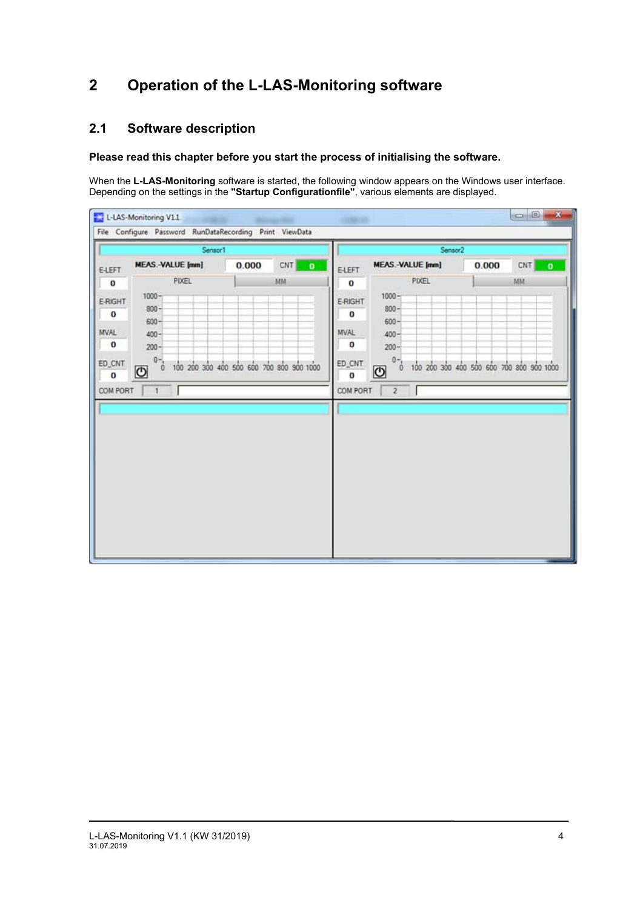# 2 Operation of the L-LAS-Monitoring software

## 2.1 Software description

**Please read this chapter before you start the process of initialising the software.**

When the **L-LAS-Monitoring** software is started, the following window appears on the Windows user interface. Depending on the settings in the **"Startup Configurationfile"**, various elements are displayed.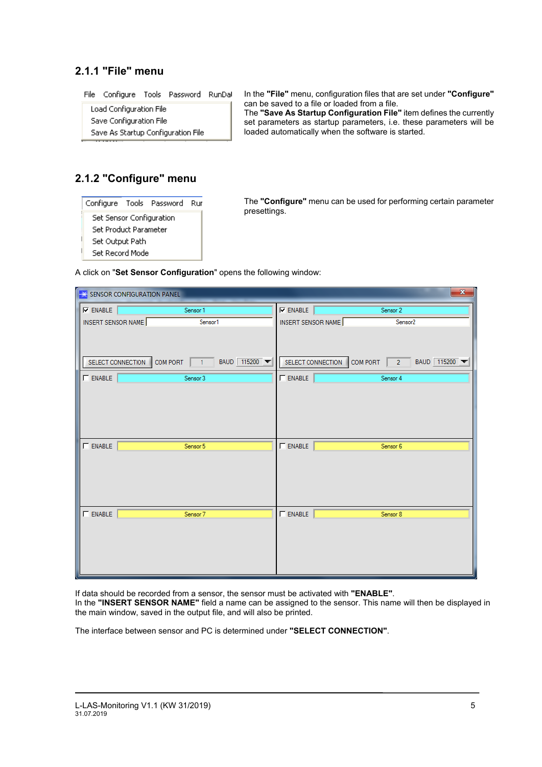### 2.1.1 "File" menu

In the **"File"** menu, configuration files that are set under **"Configure"** can be saved to a file or loaded from a file.
The **"Save As Startup Configuration File"** item defines the currently set parameters as startup parameters, i.e. these parameters will be loaded automatically when the software is started.

### 2.1.2 "Configure" menu

The **"Configure"** menu can be used for performing certain parameter presettings.

A click on "**Set Sensor Configuration**" opens the following window:

If data should be recorded from a sensor, the sensor must be activated with **"ENABLE"**.
In the **"INSERT SENSOR NAME"** field a name can be assigned to the sensor. This name will then be displayed in the main window, saved in the output file, and will also be printed.

The interface between sensor and PC is determined under **"SELECT CONNECTION"**.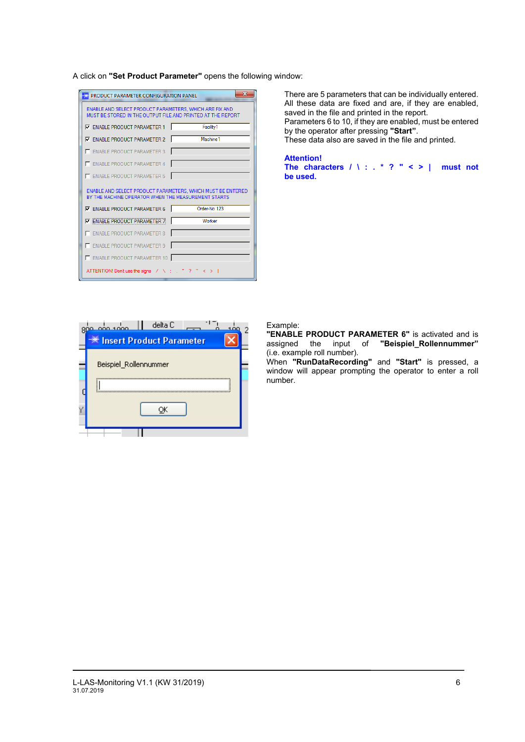A click on **"Set Product Parameter"** opens the following window:

There are 5 parameters that can be individually entered. All these data are fixed and are, if they are enabled, saved in the file and printed in the report.
Parameters 6 to 10, if they are enabled, must be entered by the operator after pressing **"Start"**.
These data also are saved in the file and printed.

**Attention!**
**The characters / \ : . * ? " < > | must not be used.**

Example:
**"ENABLE PRODUCT PARAMETER 6"** is activated and is assigned the input of **"Beispiel_Rollennummer"** (i.e. example roll number).
When **"RunDataRecording"** and **"Start"** is pressed, a window will appear prompting the operator to enter a roll number.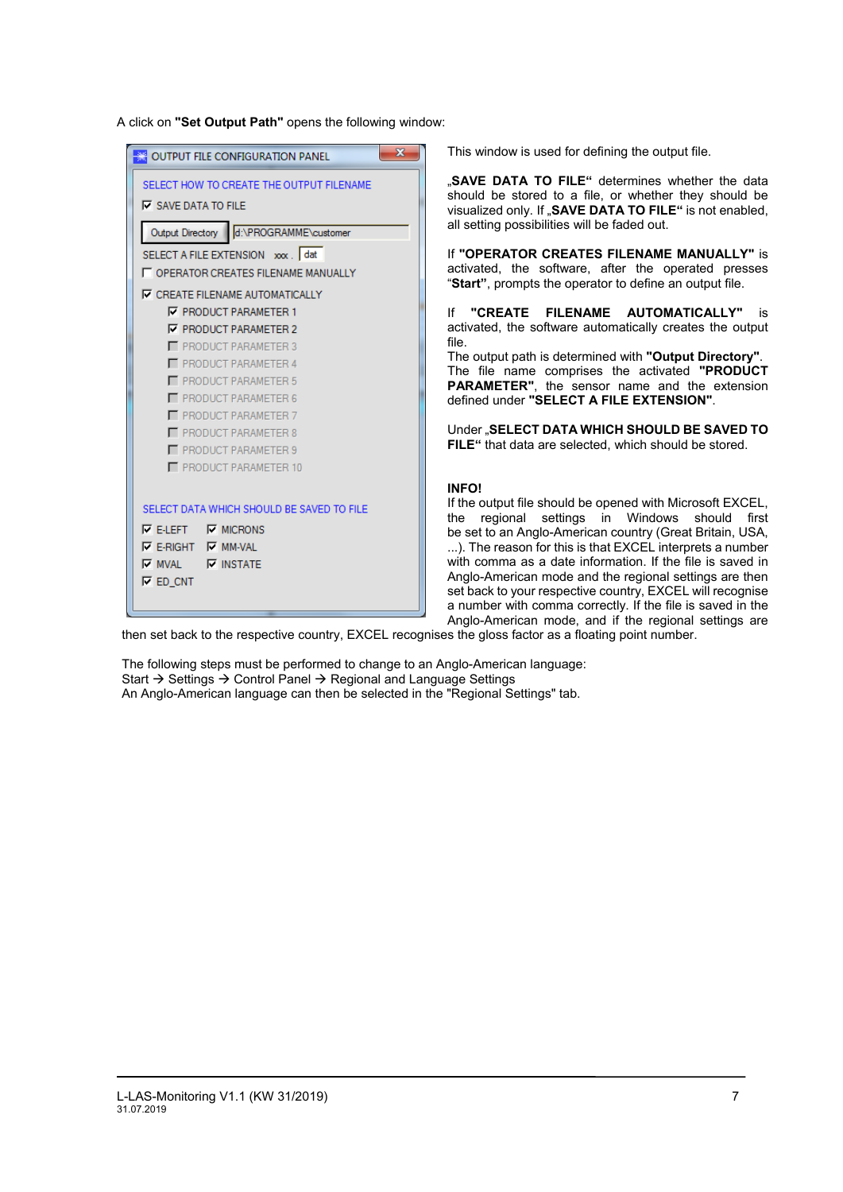A click on **"Set Output Path"** opens the following window:

OUTPUT FILE CONFIGURATION PANEL

SELECT HOW TO CREATE THE OUTPUT FILENAME

☑ SAVE DATA TO FILE

Output Directory | d:\PROGRAMME\customer

SELECT A FILE EXTENSION xxx . dat

☐ OPERATOR CREATES FILENAME MANUALLY

☑ CREATE FILENAME AUTOMATICALLY

- ☑ PRODUCT PARAMETER 1
- ☑ PRODUCT PARAMETER 2
- ☐ PRODUCT PARAMETER 3
- ☐ PRODUCT PARAMETER 4
- ☐ PRODUCT PARAMETER 5
- ☐ PRODUCT PARAMETER 6
- ☐ PRODUCT PARAMETER 7
- ☐ PRODUCT PARAMETER 8
- ☐ PRODUCT PARAMETER 9
- ☐ PRODUCT PARAMETER 10

SELECT DATA WHICH SHOULD BE SAVED TO FILE

- ☑ E-LEFT
- ☑ MICRONS
- ☑ E-RIGHT
- ☑ MM-VAL
- ☑ MVAL
- ☑ INSTATE
- ☑ ED_CNT

This window is used for defining the output file.

**„SAVE DATA TO FILE"** determines whether the data should be stored to a file, or whether they should be visualized only. If **„SAVE DATA TO FILE"** is not enabled, all setting possibilities will be faded out.

If **"OPERATOR CREATES FILENAME MANUALLY"** is activated, the software, after the operated presses "**Start"**, prompts the operator to define an output file.

If **"CREATE FILENAME AUTOMATICALLY"** is activated, the software automatically creates the output file.
The output path is determined with **"Output Directory"**. The file name comprises the activated **"PRODUCT PARAMETER"**, the sensor name and the extension defined under **"SELECT A FILE EXTENSION"**.

Under **„SELECT DATA WHICH SHOULD BE SAVED TO FILE"** that data are selected, which should be stored.

**INFO!**
If the output file should be opened with Microsoft EXCEL, the regional settings in Windows should first be set to an Anglo-American country (Great Britain, USA, ...). The reason for this is that EXCEL interprets a number with comma as a date information. If the file is saved in Anglo-American mode and the regional settings are then set back to your respective country, EXCEL will recognise a number with comma correctly. If the file is saved in the Anglo-American mode, and if the regional settings are then set back to the respective country, EXCEL recognises the gloss factor as a floating point number.

The following steps must be performed to change to an Anglo-American language:
Start → Settings → Control Panel → Regional and Language Settings
An Anglo-American language can then be selected in the "Regional Settings" tab.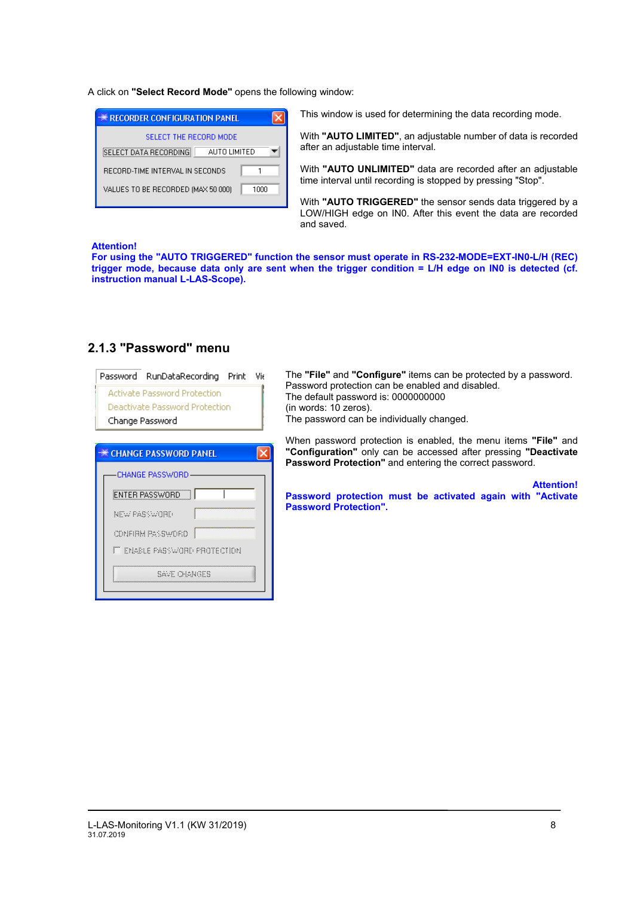A click on **"Select Record Mode"** opens the following window:

This window is used for determining the data recording mode.

With **"AUTO LIMITED"**, an adjustable number of data is recorded after an adjustable time interval.

With **"AUTO UNLIMITED"** data are recorded after an adjustable time interval until recording is stopped by pressing "Stop".

With **"AUTO TRIGGERED"** the sensor sends data triggered by a LOW/HIGH edge on IN0. After this event the data are recorded and saved.

**Attention!**
**For using the "AUTO TRIGGERED" function the sensor must operate in RS-232-MODE=EXT-IN0-L/H (REC) trigger mode, because data only are sent when the trigger condition = L/H edge on IN0 is detected (cf. instruction manual L-LAS-Scope).**

### 2.1.3 "Password" menu

The **"File"** and **"Configure"** items can be protected by a password.
Password protection can be enabled and disabled.
The default password is: 0000000000
(in words: 10 zeros).
The password can be individually changed.

When password protection is enabled, the menu items **"File"** and **"Configuration"** only can be accessed after pressing **"Deactivate Password Protection"** and entering the correct password.

**Attention!**
**Password protection must be activated again with "Activate Password Protection".**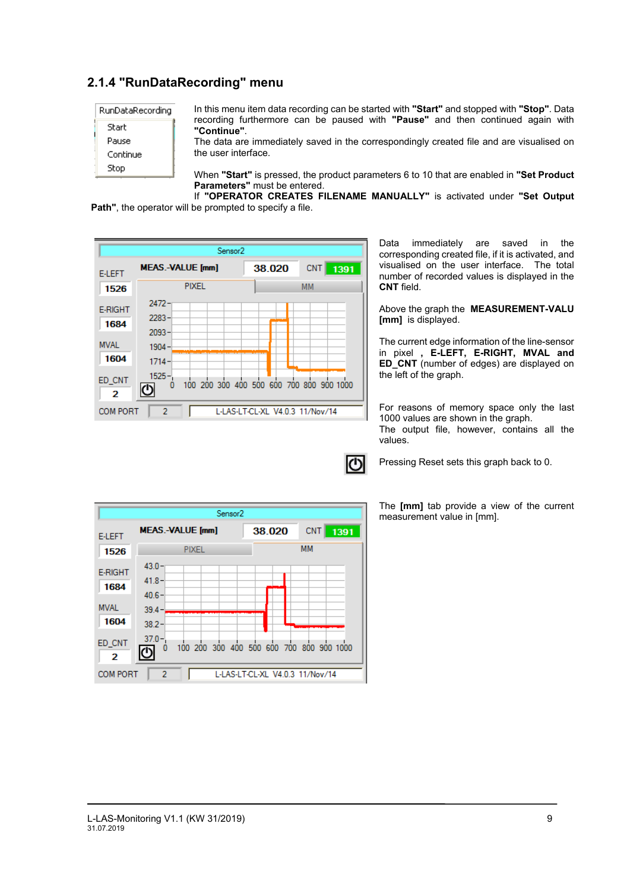### 2.1.4 "RunDataRecording" menu

In this menu item data recording can be started with **"Start"** and stopped with **"Stop"**. Data recording furthermore can be paused with **"Pause"** and then continued again with **"Continue"**.

The data are immediately saved in the correspondingly created file and are visualised on the user interface.

When **"Start"** is pressed, the product parameters 6 to 10 that are enabled in **"Set Product Parameters"** must be entered.

If **"OPERATOR CREATES FILENAME MANUALLY"** is activated under **"Set Output Path"**, the operator will be prompted to specify a file.

Data immediately are saved in the corresponding created file, if it is activated, and visualised on the user interface. The total number of recorded values is displayed in the **CNT** field.

Above the graph the **MEASUREMENT-VALU [mm]** is displayed.

The current edge information of the line-sensor in pixel , **E-LEFT, E-RIGHT, MVAL and ED_CNT** (number of edges) are displayed on the left of the graph.

For reasons of memory space only the last 1000 values are shown in the graph.
The output file, however, contains all the values.

Pressing Reset sets this graph back to 0.

The **[mm]** tab provide a view of the current measurement value in [mm].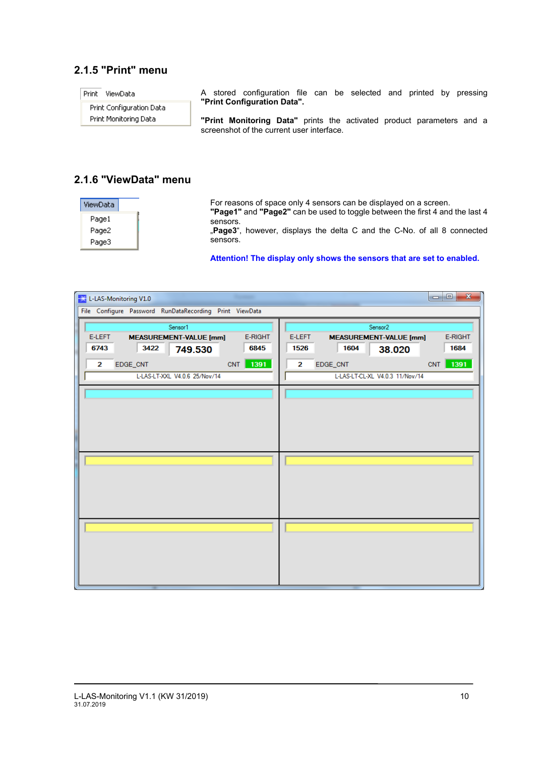### 2.1.5 "Print" menu

Print ViewData

Print Configuration Data
Print Monitoring Data

A stored configuration file can be selected and printed by pressing **"Print Configuration Data".**

**"Print Monitoring Data"** prints the activated product parameters and a screenshot of the current user interface.

### 2.1.6 "ViewData" menu

ViewData

Page1
Page2
Page3

For reasons of space only 4 sensors can be displayed on a screen. **"Page1"** and **"Page2"** can be used to toggle between the first 4 and the last 4 sensors.
„**Page3**“, however, displays the delta C and the C-No. of all 8 connected sensors.

**Attention! The display only shows the sensors that are set to enabled.**

L-LAS-Monitoring V1.0

File Configure Password RunDataRecording Print ViewData

| Sensor1 | | | | Sensor2 | | | |
|---|---|---|---|---|---|---|---|
| E-LEFT | MEASUREMENT-VALUE [mm] | | E-RIGHT | E-LEFT | MEASUREMENT-VALUE [mm] | | E-RIGHT |
| 6743 | 3422 | 749.530 | 6845 | 1526 | 1604 | 38.020 | 1684 |
| 2 | EDGE_CNT | CNT | 1391 | 2 | EDGE_CNT | CNT | 1391 |
| L-LAS-LT-XXL V4.0.6 25/Nov/14 | | | | L-LAS-LT-CL-XL V4.0.3 11/Nov/14 | | | |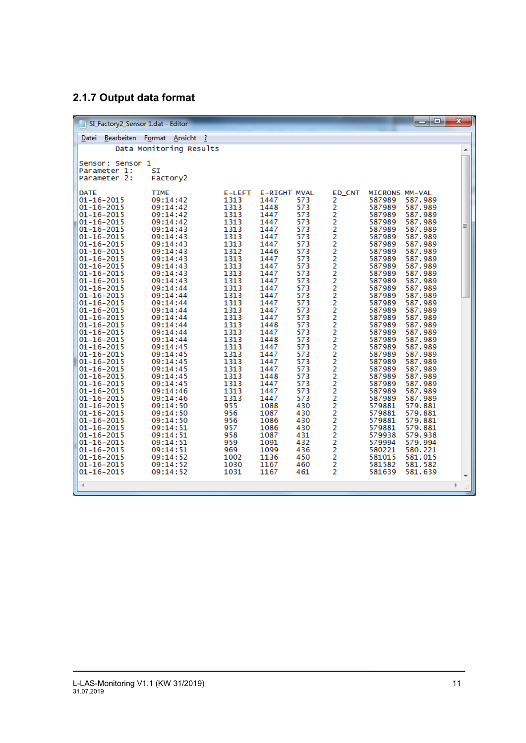## 2.1.7 Output data format

SI_Factory2_Sensor 1.dat - Editor

Datei Bearbeiten Format Ansicht ?

```
        Data Monitoring Results

Sensor: Sensor 1
Parameter 1:    SI
Parameter 2:    Factory2

DATE            TIME            E-LEFT  E-RIGHT MVAL    ED_CNT  MICRONS MM-VAL
01-16-2015      09:14:42        1313    1447    573     2       587989  587.989
01-16-2015      09:14:42        1313    1448    573     2       587989  587.989
01-16-2015      09:14:42        1313    1447    573     2       587989  587.989
01-16-2015      09:14:42        1313    1447    573     2       587989  587.989
01-16-2015      09:14:43        1313    1447    573     2       587989  587.989
01-16-2015      09:14:43        1313    1447    573     2       587989  587.989
01-16-2015      09:14:43        1313    1447    573     2       587989  587.989
01-16-2015      09:14:43        1312    1446    573     2       587989  587.989
01-16-2015      09:14:43        1313    1447    573     2       587989  587.989
01-16-2015      09:14:43        1313    1447    573     2       587989  587.989
01-16-2015      09:14:43        1313    1447    573     2       587989  587.989
01-16-2015      09:14:43        1313    1447    573     2       587989  587.989
01-16-2015      09:14:44        1313    1447    573     2       587989  587.989
01-16-2015      09:14:44        1313    1447    573     2       587989  587.989
01-16-2015      09:14:44        1313    1447    573     2       587989  587.989
01-16-2015      09:14:44        1313    1447    573     2       587989  587.989
01-16-2015      09:14:44        1313    1447    573     2       587989  587.989
01-16-2015      09:14:44        1313    1448    573     2       587989  587.989
01-16-2015      09:14:44        1313    1447    573     2       587989  587.989
01-16-2015      09:14:44        1313    1448    573     2       587989  587.989
01-16-2015      09:14:45        1313    1447    573     2       587989  587.989
01-16-2015      09:14:45        1313    1447    573     2       587989  587.989
01-16-2015      09:14:45        1313    1447    573     2       587989  587.989
01-16-2015      09:14:45        1313    1447    573     2       587989  587.989
01-16-2015      09:14:45        1313    1448    573     2       587989  587.989
01-16-2015      09:14:45        1313    1447    573     2       587989  587.989
01-16-2015      09:14:46        1313    1447    573     2       587989  587.989
01-16-2015      09:14:46        1313    1447    573     2       587989  587.989
01-16-2015      09:14:50        955     1088    430     2       579881  579.881
01-16-2015      09:14:50        956     1087    430     2       579881  579.881
01-16-2015      09:14:50        956     1086    430     2       579881  579.881
01-16-2015      09:14:51        957     1086    430     2       579881  579.881
01-16-2015      09:14:51        958     1087    431     2       579938  579.938
01-16-2015      09:14:51        959     1091    432     2       579994  579.994
01-16-2015      09:14:51        969     1099    436     2       580221  580.221
01-16-2015      09:14:52        1002    1136    450     2       581015  581.015
01-16-2015      09:14:52        1030    1167    460     2       581582  581.582
01-16-2015      09:14:52        1031    1167    461     2       581639  581.639
```

L-LAS-Monitoring V1.1 (KW 31/2019)
31.07.2019